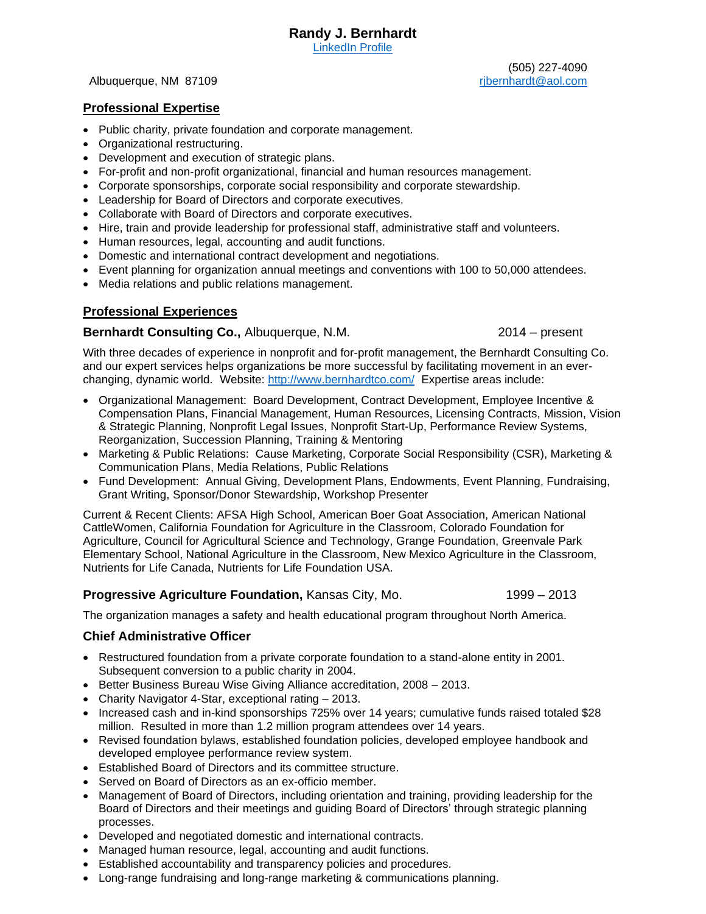# Randy J. Bernhardt

[LinkedIn Profile]

Albuquerque, NM 87109

(505) 227-4090
rjbernhardt@aol.com

## Professional Expertise

- Public charity, private foundation and corporate management.
- Organizational restructuring.
- Development and execution of strategic plans.
- For-profit and non-profit organizational, financial and human resources management.
- Corporate sponsorships, corporate social responsibility and corporate stewardship.
- Leadership for Board of Directors and corporate executives.
- Collaborate with Board of Directors and corporate executives.
- Hire, train and provide leadership for professional staff, administrative staff and volunteers.
- Human resources, legal, accounting and audit functions.
- Domestic and international contract development and negotiations.
- Event planning for organization annual meetings and conventions with 100 to 50,000 attendees.
- Media relations and public relations management.

## Professional Experiences

### **Bernhardt Consulting Co.,** Albuquerque, N.M. 2014 – present

With three decades of experience in nonprofit and for-profit management, the Bernhardt Consulting Co. and our expert services helps organizations be more successful by facilitating movement in an ever-changing, dynamic world. Website: http://www.bernhardtco.com/ Expertise areas include:

- Organizational Management: Board Development, Contract Development, Employee Incentive & Compensation Plans, Financial Management, Human Resources, Licensing Contracts, Mission, Vision & Strategic Planning, Nonprofit Legal Issues, Nonprofit Start-Up, Performance Review Systems, Reorganization, Succession Planning, Training & Mentoring
- Marketing & Public Relations: Cause Marketing, Corporate Social Responsibility (CSR), Marketing & Communication Plans, Media Relations, Public Relations
- Fund Development: Annual Giving, Development Plans, Endowments, Event Planning, Fundraising, Grant Writing, Sponsor/Donor Stewardship, Workshop Presenter

Current & Recent Clients: AFSA High School, American Boer Goat Association, American National CattleWomen, California Foundation for Agriculture in the Classroom, Colorado Foundation for Agriculture, Council for Agricultural Science and Technology, Grange Foundation, Greenvale Park Elementary School, National Agriculture in the Classroom, New Mexico Agriculture in the Classroom, Nutrients for Life Canada, Nutrients for Life Foundation USA.

### **Progressive Agriculture Foundation,** Kansas City, Mo. 1999 – 2013

The organization manages a safety and health educational program throughout North America.

### Chief Administrative Officer

- Restructured foundation from a private corporate foundation to a stand-alone entity in 2001. Subsequent conversion to a public charity in 2004.
- Better Business Bureau Wise Giving Alliance accreditation, 2008 – 2013.
- Charity Navigator 4-Star, exceptional rating – 2013.
- Increased cash and in-kind sponsorships 725% over 14 years; cumulative funds raised totaled $28 million. Resulted in more than 1.2 million program attendees over 14 years.
- Revised foundation bylaws, established foundation policies, developed employee handbook and developed employee performance review system.
- Established Board of Directors and its committee structure.
- Served on Board of Directors as an ex-officio member.
- Management of Board of Directors, including orientation and training, providing leadership for the Board of Directors and their meetings and guiding Board of Directors' through strategic planning processes.
- Developed and negotiated domestic and international contracts.
- Managed human resource, legal, accounting and audit functions.
- Established accountability and transparency policies and procedures.
- Long-range fundraising and long-range marketing & communications planning.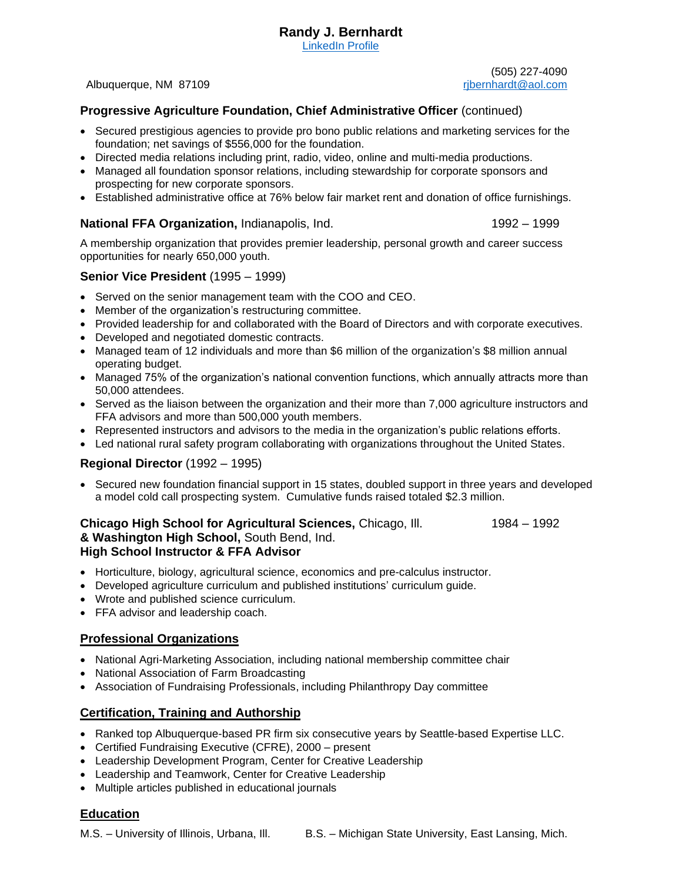# Randy J. Bernhardt

[LinkedIn Profile]

Albuquerque, NM 87109

(505) 227-4090
rjbernhardt@aol.com

**Progressive Agriculture Foundation, Chief Administrative Officer** (continued)

- Secured prestigious agencies to provide pro bono public relations and marketing services for the foundation; net savings of $556,000 for the foundation.
- Directed media relations including print, radio, video, online and multi-media productions.
- Managed all foundation sponsor relations, including stewardship for corporate sponsors and prospecting for new corporate sponsors.
- Established administrative office at 76% below fair market rent and donation of office furnishings.

**National FFA Organization,** Indianapolis, Ind. 1992 – 1999

A membership organization that provides premier leadership, personal growth and career success opportunities for nearly 650,000 youth.

**Senior Vice President** (1995 – 1999)

- Served on the senior management team with the COO and CEO.
- Member of the organization's restructuring committee.
- Provided leadership for and collaborated with the Board of Directors and with corporate executives.
- Developed and negotiated domestic contracts.
- Managed team of 12 individuals and more than $6 million of the organization's $8 million annual operating budget.
- Managed 75% of the organization's national convention functions, which annually attracts more than 50,000 attendees.
- Served as the liaison between the organization and their more than 7,000 agriculture instructors and FFA advisors and more than 500,000 youth members.
- Represented instructors and advisors to the media in the organization's public relations efforts.
- Led national rural safety program collaborating with organizations throughout the United States.

**Regional Director** (1992 – 1995)

- Secured new foundation financial support in 15 states, doubled support in three years and developed a model cold call prospecting system. Cumulative funds raised totaled $2.3 million.

**Chicago High School for Agricultural Sciences,** Chicago, Ill. 1984 – 1992
**& Washington High School,** South Bend, Ind.
**High School Instructor & FFA Advisor**

- Horticulture, biology, agricultural science, economics and pre-calculus instructor.
- Developed agriculture curriculum and published institutions' curriculum guide.
- Wrote and published science curriculum.
- FFA advisor and leadership coach.

## Professional Organizations

- National Agri-Marketing Association, including national membership committee chair
- National Association of Farm Broadcasting
- Association of Fundraising Professionals, including Philanthropy Day committee

## Certification, Training and Authorship

- Ranked top Albuquerque-based PR firm six consecutive years by Seattle-based Expertise LLC.
- Certified Fundraising Executive (CFRE), 2000 – present
- Leadership Development Program, Center for Creative Leadership
- Leadership and Teamwork, Center for Creative Leadership
- Multiple articles published in educational journals

## Education

M.S. – University of Illinois, Urbana, Ill.

B.S. – Michigan State University, East Lansing, Mich.